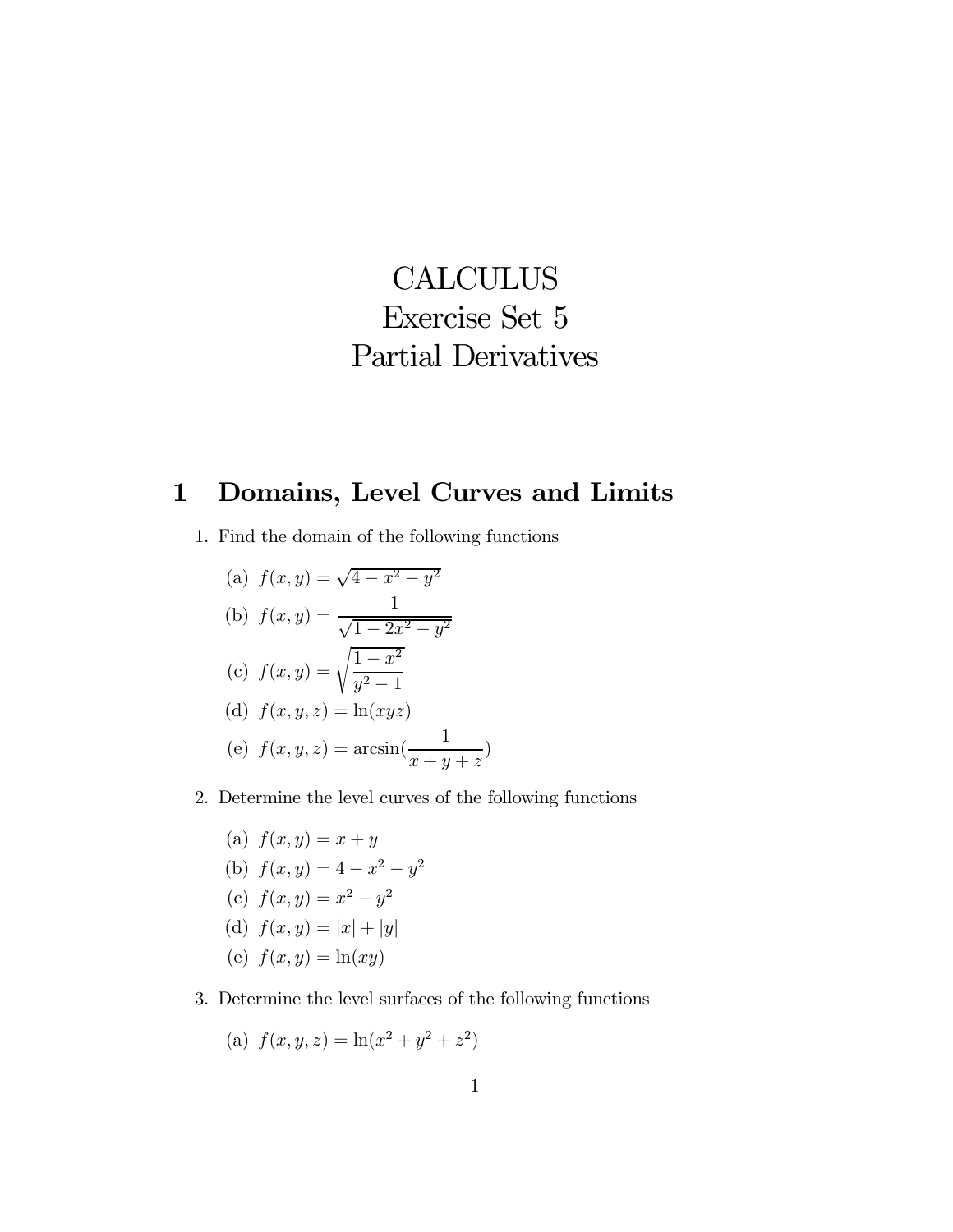# CALCULUS
# Exercise Set 5
# Partial Derivatives

## 1 Domains, Level Curves and Limits

1. Find the domain of the following functions

   (a) $f(x, y) = \sqrt{4 - x^2 - y^2}$

   (b) $f(x, y) = \dfrac{1}{\sqrt{1 - 2x^2 - y^2}}$

   (c) $f(x, y) = \sqrt{\dfrac{1 - x^2}{y^2 - 1}}$

   (d) $f(x, y, z) = \ln(xyz)$

   (e) $f(x, y, z) = \arcsin(\dfrac{1}{x + y + z})$

2. Determine the level curves of the following functions

   (a) $f(x, y) = x + y$

   (b) $f(x, y) = 4 - x^2 - y^2$

   (c) $f(x, y) = x^2 - y^2$

   (d) $f(x, y) = |x| + |y|$

   (e) $f(x, y) = \ln(xy)$

3. Determine the level surfaces of the following functions

   (a) $f(x, y, z) = \ln(x^2 + y^2 + z^2)$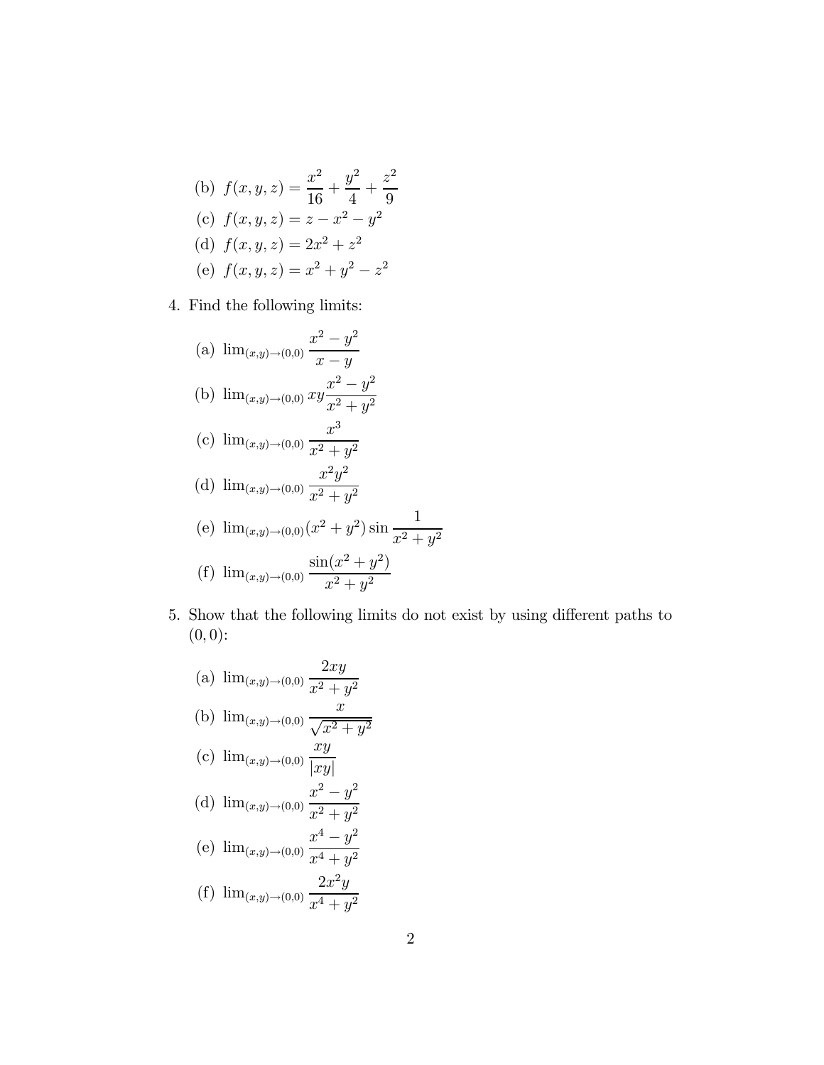(b) $f(x, y, z) = \dfrac{x^2}{16} + \dfrac{y^2}{4} + \dfrac{z^2}{9}$

(c) $f(x, y, z) = z - x^2 - y^2$

(d) $f(x, y, z) = 2x^2 + z^2$

(e) $f(x, y, z) = x^2 + y^2 - z^2$

4. Find the following limits:

   (a) $\lim_{(x,y)\to(0,0)} \dfrac{x^2 - y^2}{x - y}$

   (b) $\lim_{(x,y)\to(0,0)} xy\dfrac{x^2 - y^2}{x^2 + y^2}$

   (c) $\lim_{(x,y)\to(0,0)} \dfrac{x^3}{x^2 + y^2}$

   (d) $\lim_{(x,y)\to(0,0)} \dfrac{x^2 y^2}{x^2 + y^2}$

   (e) $\lim_{(x,y)\to(0,0)} (x^2 + y^2) \sin \dfrac{1}{x^2 + y^2}$

   (f) $\lim_{(x,y)\to(0,0)} \dfrac{\sin(x^2 + y^2)}{x^2 + y^2}$

5. Show that the following limits do not exist by using different paths to $(0, 0)$:

   (a) $\lim_{(x,y)\to(0,0)} \dfrac{2xy}{x^2 + y^2}$

   (b) $\lim_{(x,y)\to(0,0)} \dfrac{x}{\sqrt{x^2 + y^2}}$

   (c) $\lim_{(x,y)\to(0,0)} \dfrac{xy}{|xy|}$

   (d) $\lim_{(x,y)\to(0,0)} \dfrac{x^2 - y^2}{x^2 + y^2}$

   (e) $\lim_{(x,y)\to(0,0)} \dfrac{x^4 - y^2}{x^4 + y^2}$

   (f) $\lim_{(x,y)\to(0,0)} \dfrac{2x^2 y}{x^4 + y^2}$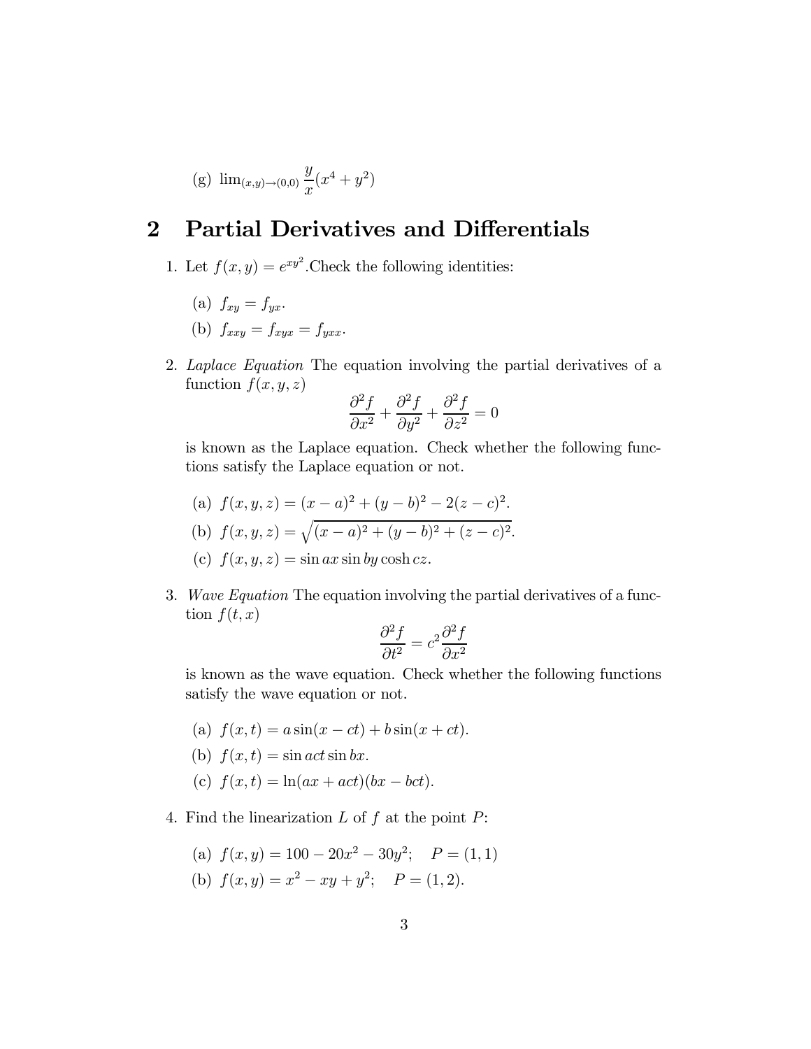(g) $\lim_{(x,y)\to(0,0)} \dfrac{y}{x}(x^4 + y^2)$

## 2 Partial Derivatives and Differentials

1. Let $f(x, y) = e^{xy^2}$.Check the following identities:

   (a) $f_{xy} = f_{yx}$.

   (b) $f_{xxy} = f_{xyx} = f_{yxx}$.

2. *Laplace Equation* The equation involving the partial derivatives of a function $f(x, y, z)$
$$\frac{\partial^2 f}{\partial x^2} + \frac{\partial^2 f}{\partial y^2} + \frac{\partial^2 f}{\partial z^2} = 0$$
is known as the Laplace equation. Check whether the following functions satisfy the Laplace equation or not.

   (a) $f(x, y, z) = (x - a)^2 + (y - b)^2 - 2(z - c)^2$.

   (b) $f(x, y, z) = \sqrt{(x - a)^2 + (y - b)^2 + (z - c)^2}$.

   (c) $f(x, y, z) = \sin ax \sin by \cosh cz$.

3. *Wave Equation* The equation involving the partial derivatives of a function $f(t, x)$
$$\frac{\partial^2 f}{\partial t^2} = c^2 \frac{\partial^2 f}{\partial x^2}$$
is known as the wave equation. Check whether the following functions satisfy the wave equation or not.

   (a) $f(x, t) = a \sin(x - ct) + b \sin(x + ct)$.

   (b) $f(x, t) = \sin act \sin bx$.

   (c) $f(x, t) = \ln(ax + act)(bx - bct)$.

4. Find the linearization $L$ of $f$ at the point $P$:

   (a) $f(x, y) = 100 - 20x^2 - 30y^2; \quad P = (1, 1)$

   (b) $f(x, y) = x^2 - xy + y^2; \quad P = (1, 2)$.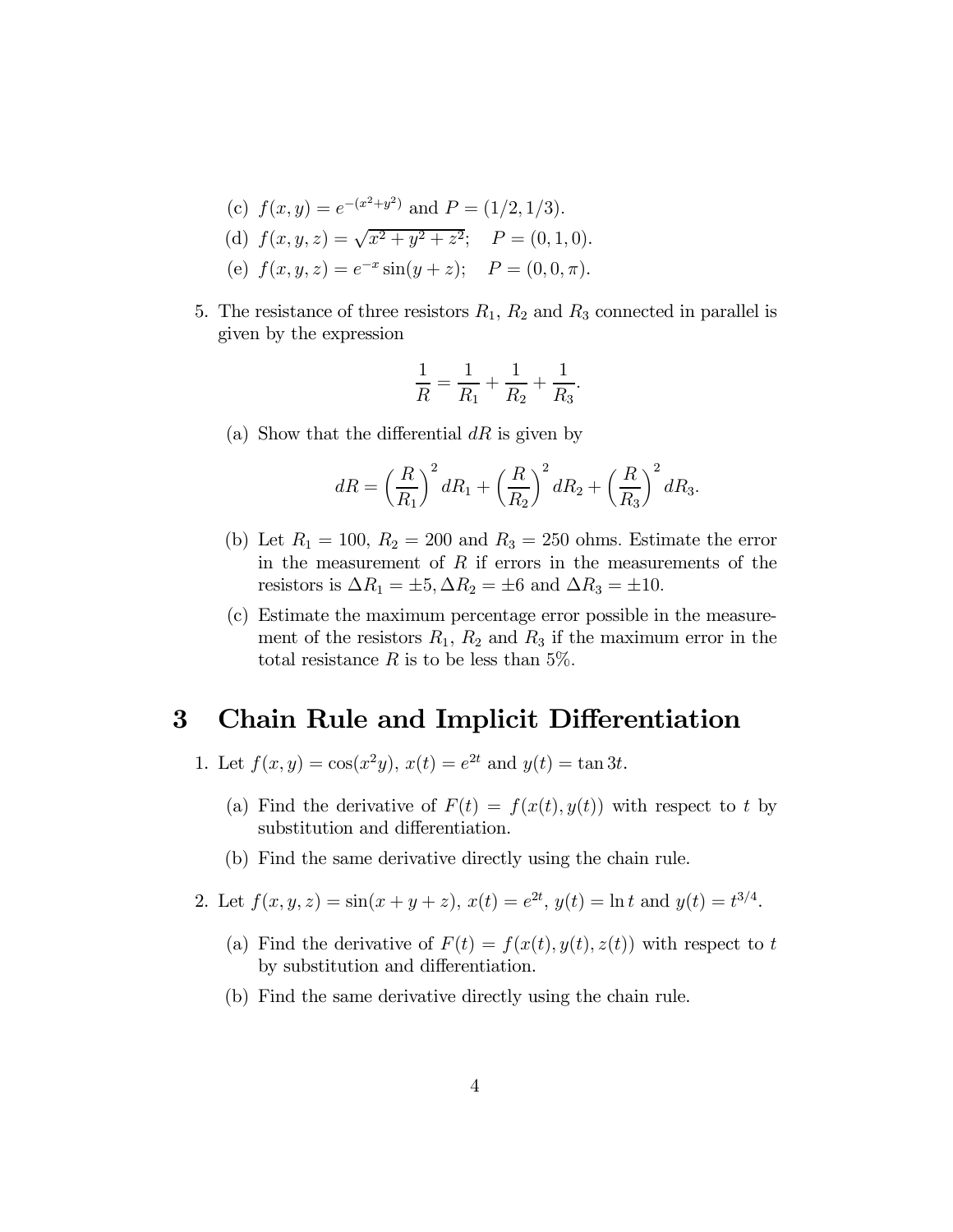(c) $f(x, y) = e^{-(x^2+y^2)}$ and $P = (1/2, 1/3)$.

(d) $f(x, y, z) = \sqrt{x^2 + y^2 + z^2}$;  $P = (0, 1, 0)$.

(e) $f(x, y, z) = e^{-x} \sin(y + z)$;  $P = (0, 0, \pi)$.

5. The resistance of three resistors $R_1$, $R_2$ and $R_3$ connected in parallel is given by the expression

$$\frac{1}{R} = \frac{1}{R_1} + \frac{1}{R_2} + \frac{1}{R_3}.$$

   (a) Show that the differential $dR$ is given by

$$dR = \left(\frac{R}{R_1}\right)^2 dR_1 + \left(\frac{R}{R_2}\right)^2 dR_2 + \left(\frac{R}{R_3}\right)^2 dR_3.$$

   (b) Let $R_1 = 100$, $R_2 = 200$ and $R_3 = 250$ ohms. Estimate the error in the measurement of $R$ if errors in the measurements of the resistors is $\Delta R_1 = \pm 5, \Delta R_2 = \pm 6$ and $\Delta R_3 = \pm 10$.

   (c) Estimate the maximum percentage error possible in the measurement of the resistors $R_1$, $R_2$ and $R_3$ if the maximum error in the total resistance $R$ is to be less than 5%.

# 3 Chain Rule and Implicit Differentiation

1. Let $f(x, y) = \cos(x^2 y)$, $x(t) = e^{2t}$ and $y(t) = \tan 3t$.

   (a) Find the derivative of $F(t) = f(x(t), y(t))$ with respect to $t$ by substitution and differentiation.

   (b) Find the same derivative directly using the chain rule.

2. Let $f(x, y, z) = \sin(x + y + z)$, $x(t) = e^{2t}$, $y(t) = \ln t$ and $y(t) = t^{3/4}$.

   (a) Find the derivative of $F(t) = f(x(t), y(t), z(t))$ with respect to $t$ by substitution and differentiation.

   (b) Find the same derivative directly using the chain rule.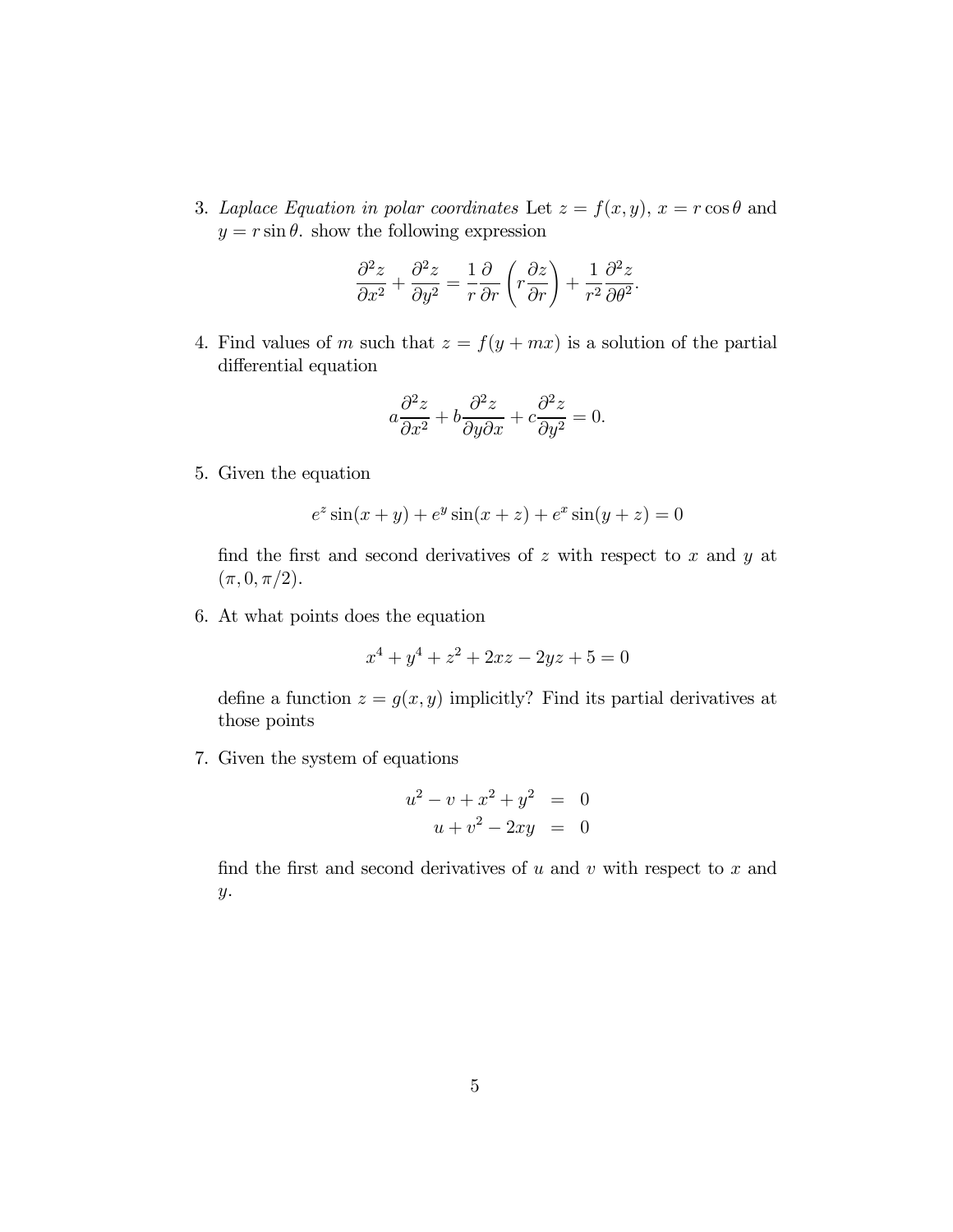3. *Laplace Equation in polar coordinates* Let $z = f(x, y)$, $x = r\cos\theta$ and $y = r\sin\theta$. show the following expression

$$\frac{\partial^2 z}{\partial x^2} + \frac{\partial^2 z}{\partial y^2} = \frac{1}{r}\frac{\partial}{\partial r}\left(r\frac{\partial z}{\partial r}\right) + \frac{1}{r^2}\frac{\partial^2 z}{\partial \theta^2}.$$

4. Find values of $m$ such that $z = f(y + mx)$ is a solution of the partial differential equation

$$a\frac{\partial^2 z}{\partial x^2} + b\frac{\partial^2 z}{\partial y \partial x} + c\frac{\partial^2 z}{\partial y^2} = 0.$$

5. Given the equation

$$e^z \sin(x + y) + e^y \sin(x + z) + e^x \sin(y + z) = 0$$

find the first and second derivatives of $z$ with respect to $x$ and $y$ at $(\pi, 0, \pi/2)$.

6. At what points does the equation

$$x^4 + y^4 + z^2 + 2xz - 2yz + 5 = 0$$

define a function $z = g(x, y)$ implicitly? Find its partial derivatives at those points

7. Given the system of equations

$$\begin{aligned} u^2 - v + x^2 + y^2 &= 0 \\ u + v^2 - 2xy &= 0 \end{aligned}$$

find the first and second derivatives of $u$ and $v$ with respect to $x$ and $y$.